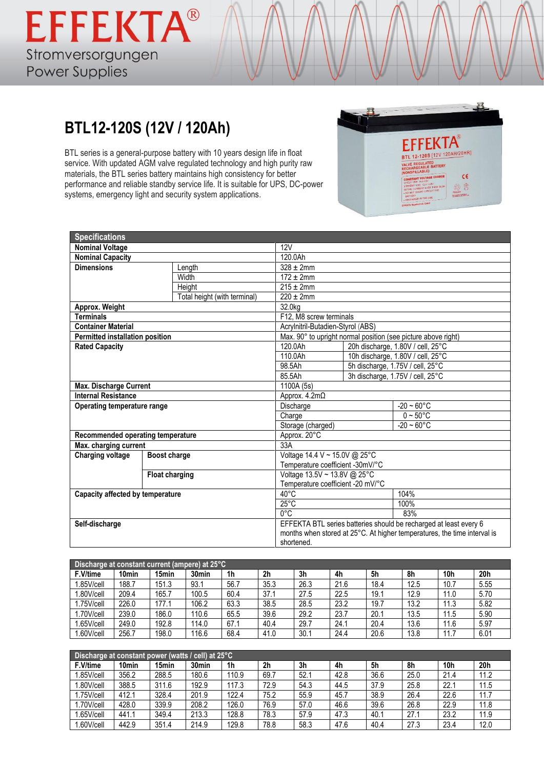EFFEKTA®
Stromversorgungen
Power Supplies

# BTL12-120S (12V / 120Ah)

BTL series is a general-purpose battery with 10 years design life in float service. With updated AGM valve regulated technology and high purity raw materials, the BTL series battery maintains high consistency for better performance and reliable standby service life. It is suitable for UPS, DC-power systems, emergency light and security system applications.

| Specifications | | | |
|---|---|---|---|
| **Nominal Voltage** | | 12V | |
| **Nominal Capacity** | | 120.0Ah | |
| **Dimensions** | Length | 328 ± 2mm | |
| | Width | 172 ± 2mm | |
| | Height | 215 ± 2mm | |
| | Total height (with terminal) | 220 ± 2mm | |
| **Approx. Weight** | | 32.0kg | |
| **Terminals** | | F12, M8 screw terminals | |
| **Container Material** | | Acrylnitril-Butadien-Styrol (ABS) | |
| **Permitted installation position** | | Max. 90° to upright normal position (see picture above right) | |
| **Rated Capacity** | | 120.0Ah | 20h discharge, 1.80V / cell, 25°C |
| | | 110.0Ah | 10h discharge, 1.80V / cell, 25°C |
| | | 98.5Ah | 5h discharge, 1.75V / cell, 25°C |
| | | 85.5Ah | 3h discharge, 1.75V / cell, 25°C |
| **Max. Discharge Current** | | 1100A (5s) | |
| **Internal Resistance** | | Approx. 4.2mΩ | |
| **Operating temperature range** | | Discharge | -20 ~ 60°C |
| | | Charge | 0 ~ 50°C |
| | | Storage (charged) | -20 ~ 60°C |
| **Recommended operating temperature** | | Approx. 20°C | |
| **Max. charging current** | | 33A | |
| **Charging voltage** | **Boost charge** | Voltage 14.4 V ~ 15.0V @ 25°C<br>Temperature coefficient -30mV/°C | |
| | **Float charging** | Voltage 13.5V ~ 13.8V @ 25°C<br>Temperature coefficient -20 mV/°C | |
| **Capacity affected by temperature** | | 40°C | 104% |
| | | 25°C | 100% |
| | | 0°C | 83% |
| **Self-discharge** | | EFFEKTA BTL series batteries should be recharged at least every 6 months when stored at 25°C. At higher temperatures, the time interval is shortened. | |

**Discharge at constant current (ampere) at 25°C**

| F.V/time | 10min | 15min | 30min | 1h | 2h | 3h | 4h | 5h | 8h | 10h | 20h |
|---|---|---|---|---|---|---|---|---|---|---|---|
| 1.85V/cell | 188.7 | 151.3 | 93.1 | 56.7 | 35.3 | 26.3 | 21.6 | 18.4 | 12.5 | 10.7 | 5.55 |
| 1.80V/cell | 209.4 | 165.7 | 100.5 | 60.4 | 37.1 | 27.5 | 22.5 | 19.1 | 12.9 | 11.0 | 5.70 |
| 1.75V/cell | 226.0 | 177.1 | 106.2 | 63.3 | 38.5 | 28.5 | 23.2 | 19.7 | 13.2 | 11.3 | 5.82 |
| 1.70V/cell | 239.0 | 186.0 | 110.6 | 65.5 | 39.6 | 29.2 | 23.7 | 20.1 | 13.5 | 11.5 | 5.90 |
| 1.65V/cell | 249.0 | 192.8 | 114.0 | 67.1 | 40.4 | 29.7 | 24.1 | 20.4 | 13.6 | 11.6 | 5.97 |
| 1.60V/cell | 256.7 | 198.0 | 116.6 | 68.4 | 41.0 | 30.1 | 24.4 | 20.6 | 13.8 | 11.7 | 6.01 |

**Discharge at constant power (watts / cell) at 25°C**

| F.V/time | 10min | 15min | 30min | 1h | 2h | 3h | 4h | 5h | 8h | 10h | 20h |
|---|---|---|---|---|---|---|---|---|---|---|---|
| 1.85V/cell | 356.2 | 288.5 | 180.6 | 110.9 | 69.7 | 52.1 | 42.8 | 36.6 | 25.0 | 21.4 | 11.2 |
| 1.80V/cell | 388.5 | 311.6 | 192.9 | 117.3 | 72.9 | 54.3 | 44.5 | 37.9 | 25.8 | 22.1 | 11.5 |
| 1.75V/cell | 412.1 | 328.4 | 201.9 | 122.4 | 75.2 | 55.9 | 45.7 | 38.9 | 26.4 | 22.6 | 11.7 |
| 1.70V/cell | 428.0 | 339.9 | 208.2 | 126.0 | 76.9 | 57.0 | 46.6 | 39.6 | 26.8 | 22.9 | 11.8 |
| 1.65V/cell | 441.1 | 349.4 | 213.3 | 128.8 | 78.3 | 57.9 | 47.3 | 40.1 | 27.1 | 23.2 | 11.9 |
| 1.60V/cell | 442.9 | 351.4 | 214.9 | 129.8 | 78.8 | 58.3 | 47.6 | 40.4 | 27.3 | 23.4 | 12.0 |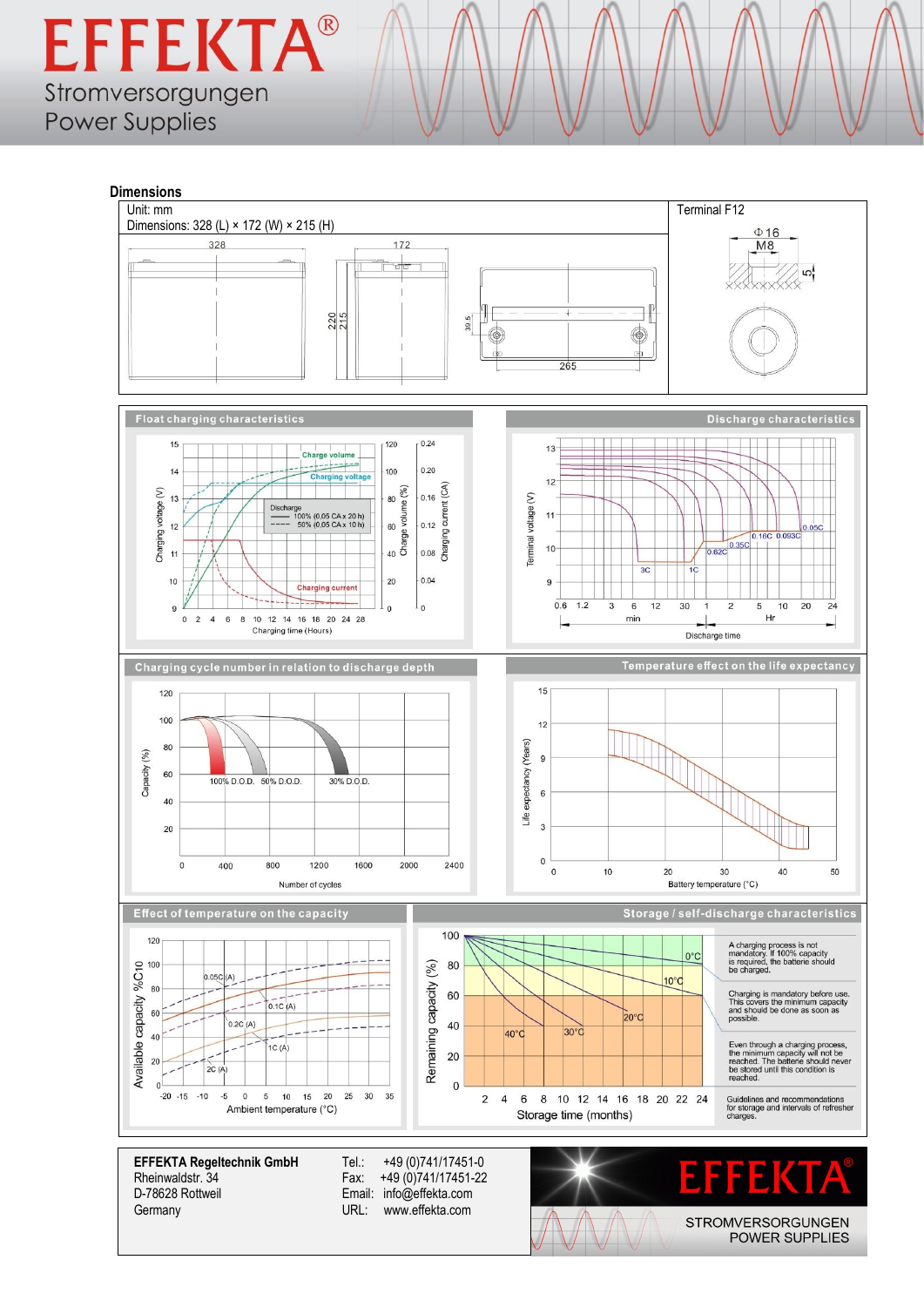# EFFEKTA®

Stromversorgungen
Power Supplies

## Dimensions

Unit: mm
Dimensions: 328 (L) × 172 (W) × 215 (H)

328
172
220
215
39.5
265

Terminal F12

Φ 16
M8
5

## Float charging characteristics

Charge volume
Charging voltage
Discharge
100% (0.05 CA x 20 h)
50% (0.05 CA x 10 h)
Charging current

Charging voltage (V)
15
14
13
12
11
10
9

Charge volume (%)
120
100
80
60
40
20
0

Charging current (CA)
0.24
0.20
0.16
0.12
0.08
0.04
0

0 2 4 6 8 10 12 14 16 18 20 24 28
Charging time (Hours)

## Discharge characteristics

Terminal voltage (V)
13
12
11
10
9

3C
1C
0.62C
0.35C
0.16C
0.093C
0.05C

0.6 1.2 3 6 12 30 1 2 5 10 20 24
min
Hr
Discharge time

## Charging cycle number in relation to discharge depth

Capacity (%)
120
100
80
60
40
20

100% D.O.D.
50% D.O.D.
30% D.O.D.

0 400 800 1200 1600 2000 2400
Number of cycles

## Temperature effect on the life expectancy

Life expectancy (Years)
15
12
9
6
3
0

0 10 20 30 40 50
Battery temperature (°C)

## Effect of temperature on the capacity

Available capacity %C10
120
100
80
60
40
20
0

0.05C (A)
0.1C (A)
0.2C (A)
1C (A)
2C (A)

-20 -15 -10 -5 0 5 10 15 20 25 30 35
Ambient temperature (°C)

## Storage / self-discharge characteristics

Remaining capacity (%)
100
80
60
40
20
0

0°C
10°C
20°C
30°C
40°C

2 4 6 8 10 12 14 16 18 20 22 24
Storage time (months)

A charging process is not mandatory. If 100% capacity is required, the batterie should be charged.

Charging is mandatory before use. This covers the minimum capacity and should be done as soon as possible.

Even through a charging process, the minimum capacity will not be reached. The batterie should never be stored until this condition is reached.

Guidelines and recommendations for storage and intervals of refresher charges.

---

**EFFEKTA Regeltechnik GmbH**
Rheinwaldstr. 34
D-78628 Rottweil
Germany

Tel.: +49 (0)741/17451-0
Fax: +49 (0)741/17451-22
Email: info@effekta.com
URL: www.effekta.com

EFFEKTA®
STROMVERSORGUNGEN
POWER SUPPLIES